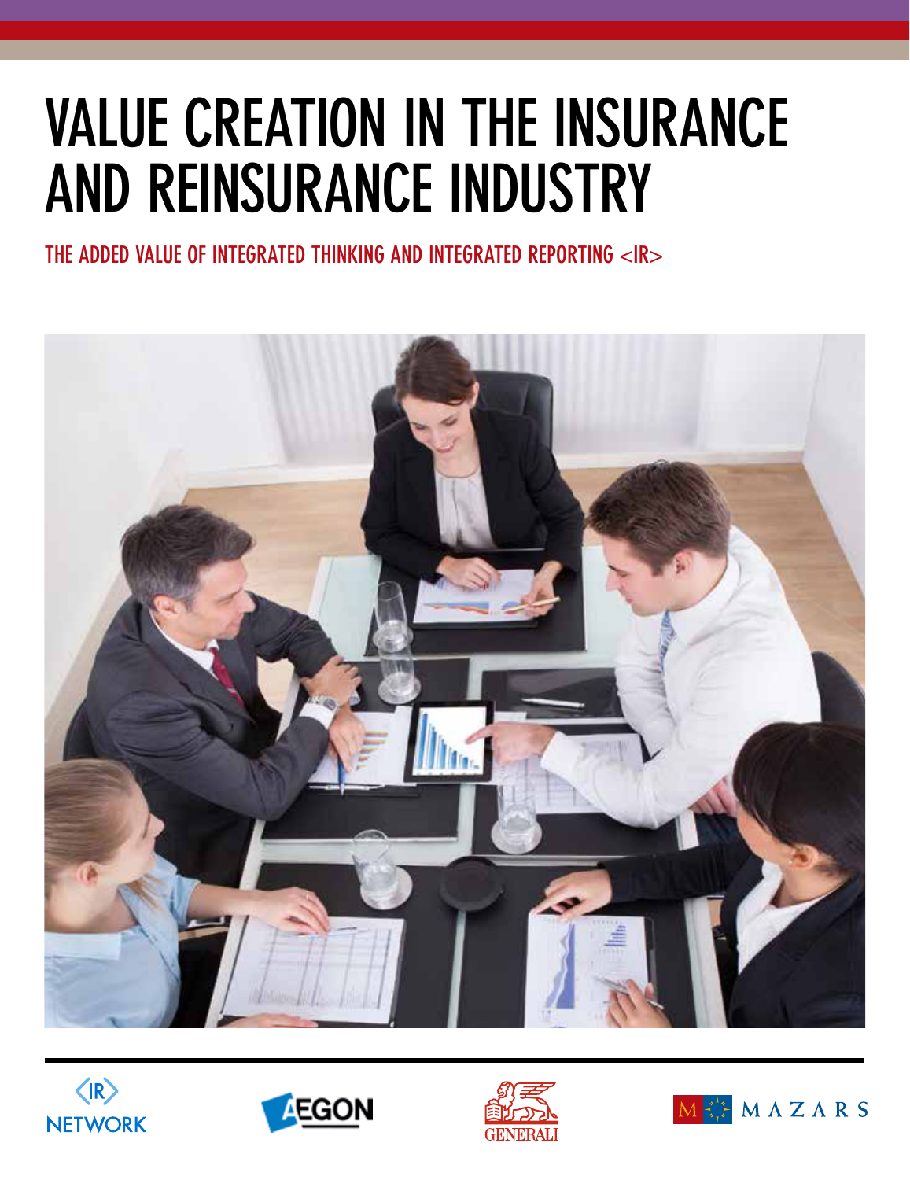# VALUE CREATION IN THE INSURANCE AND REINSURANCE INDUSTRY

## THE ADDED VALUE OF INTEGRATED THINKING AND INTEGRATED REPORTING <IR>

<IR> NETWORK

AEGON

GENERALI

MAZARS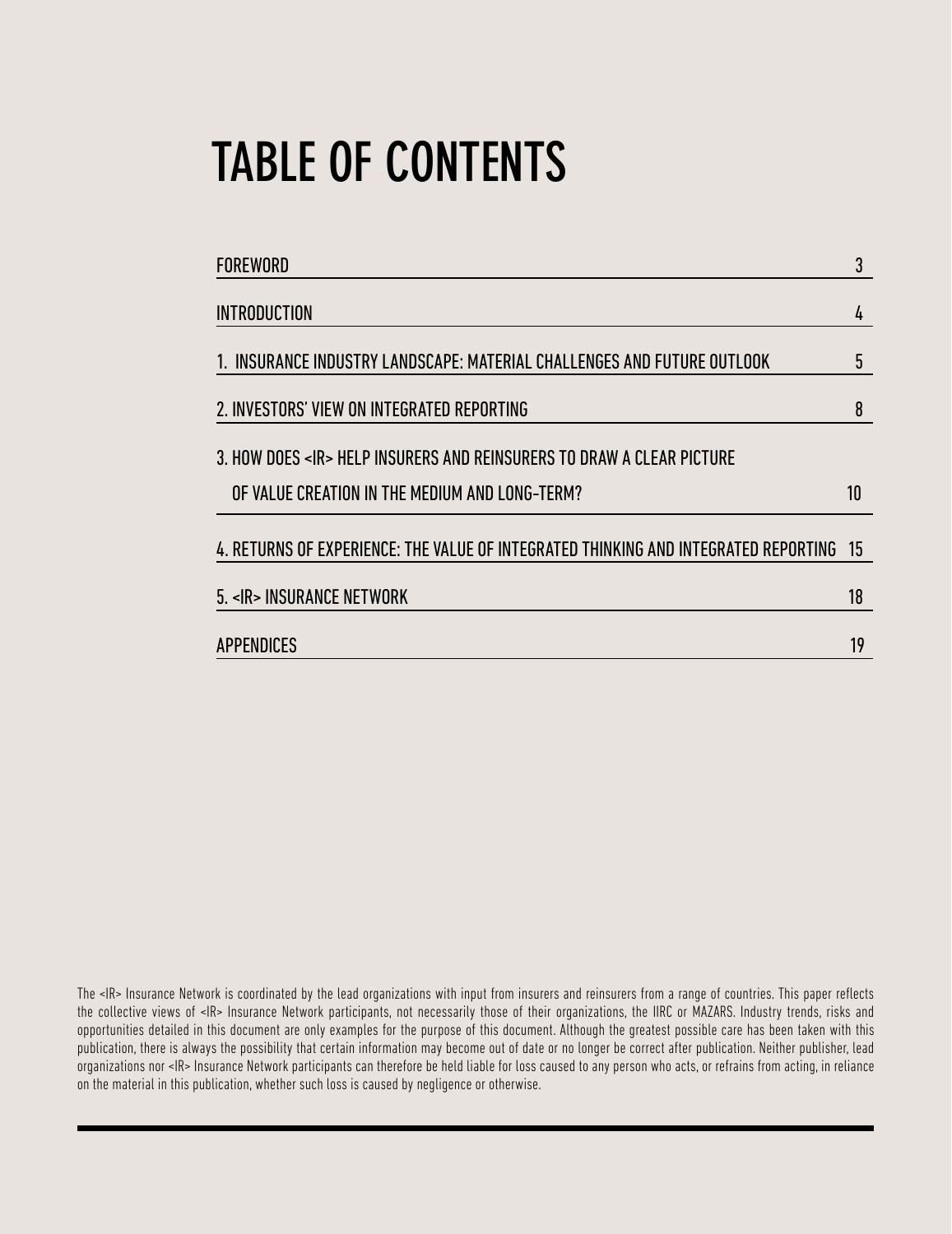# TABLE OF CONTENTS

| | |
|---|---|
| FOREWORD | 3 |
| INTRODUCTION | 4 |
| 1. INSURANCE INDUSTRY LANDSCAPE: MATERIAL CHALLENGES AND FUTURE OUTLOOK | 5 |
| 2. INVESTORS' VIEW ON INTEGRATED REPORTING | 8 |
| 3. HOW DOES <IR> HELP INSURERS AND REINSURERS TO DRAW A CLEAR PICTURE OF VALUE CREATION IN THE MEDIUM AND LONG-TERM? | 10 |
| 4. RETURNS OF EXPERIENCE: THE VALUE OF INTEGRATED THINKING AND INTEGRATED REPORTING | 15 |
| 5. <IR> INSURANCE NETWORK | 18 |
| APPENDICES | 19 |

The <IR> Insurance Network is coordinated by the lead organizations with input from insurers and reinsurers from a range of countries. This paper reflects the collective views of <IR> Insurance Network participants, not necessarily those of their organizations, the IIRC or MAZARS. Industry trends, risks and opportunities detailed in this document are only examples for the purpose of this document. Although the greatest possible care has been taken with this publication, there is always the possibility that certain information may become out of date or no longer be correct after publication. Neither publisher, lead organizations nor <IR> Insurance Network participants can therefore be held liable for loss caused to any person who acts, or refrains from acting, in reliance on the material in this publication, whether such loss is caused by negligence or otherwise.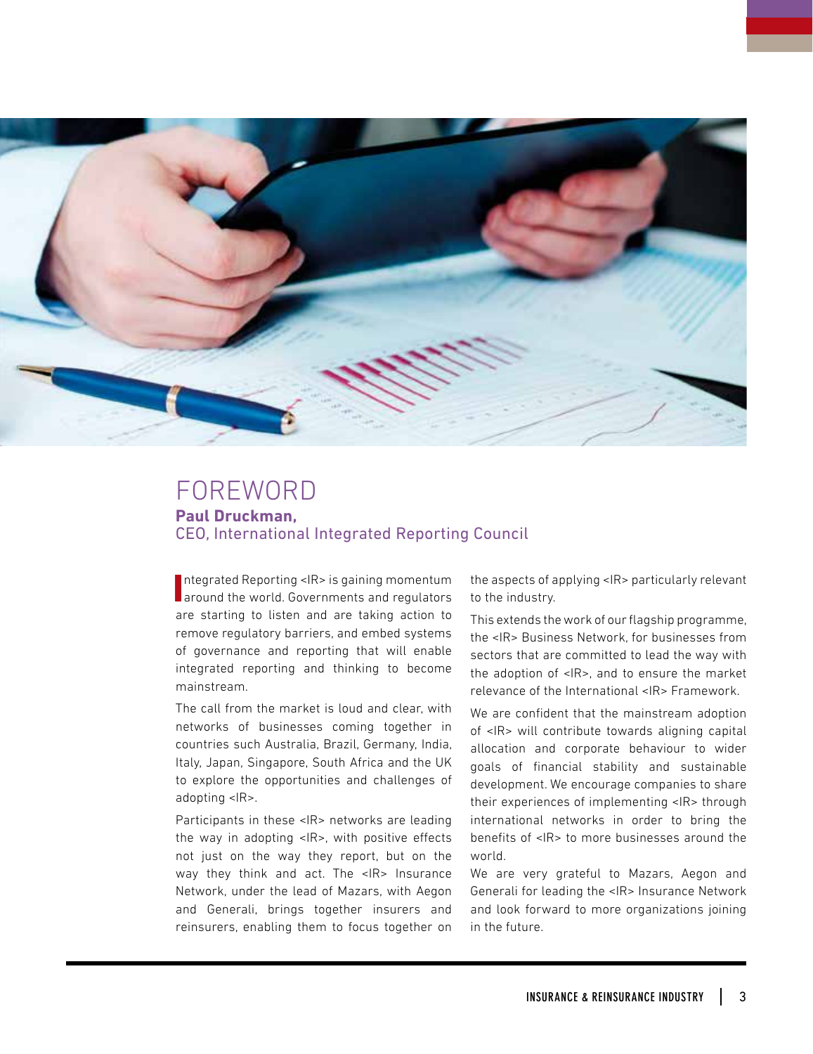# FOREWORD

**Paul Druckman,**
CEO, International Integrated Reporting Council

Integrated Reporting <IR> is gaining momentum around the world. Governments and regulators are starting to listen and are taking action to remove regulatory barriers, and embed systems of governance and reporting that will enable integrated reporting and thinking to become mainstream.

The call from the market is loud and clear, with networks of businesses coming together in countries such Australia, Brazil, Germany, India, Italy, Japan, Singapore, South Africa and the UK to explore the opportunities and challenges of adopting <IR>.

Participants in these <IR> networks are leading the way in adopting <IR>, with positive effects not just on the way they report, but on the way they think and act. The <IR> Insurance Network, under the lead of Mazars, with Aegon and Generali, brings together insurers and reinsurers, enabling them to focus together on the aspects of applying <IR> particularly relevant to the industry.

This extends the work of our flagship programme, the <IR> Business Network, for businesses from sectors that are committed to lead the way with the adoption of <IR>, and to ensure the market relevance of the International <IR> Framework.

We are confident that the mainstream adoption of <IR> will contribute towards aligning capital allocation and corporate behaviour to wider goals of financial stability and sustainable development. We encourage companies to share their experiences of implementing <IR> through international networks in order to bring the benefits of <IR> to more businesses around the world.

We are very grateful to Mazars, Aegon and Generali for leading the <IR> Insurance Network and look forward to more organizations joining in the future.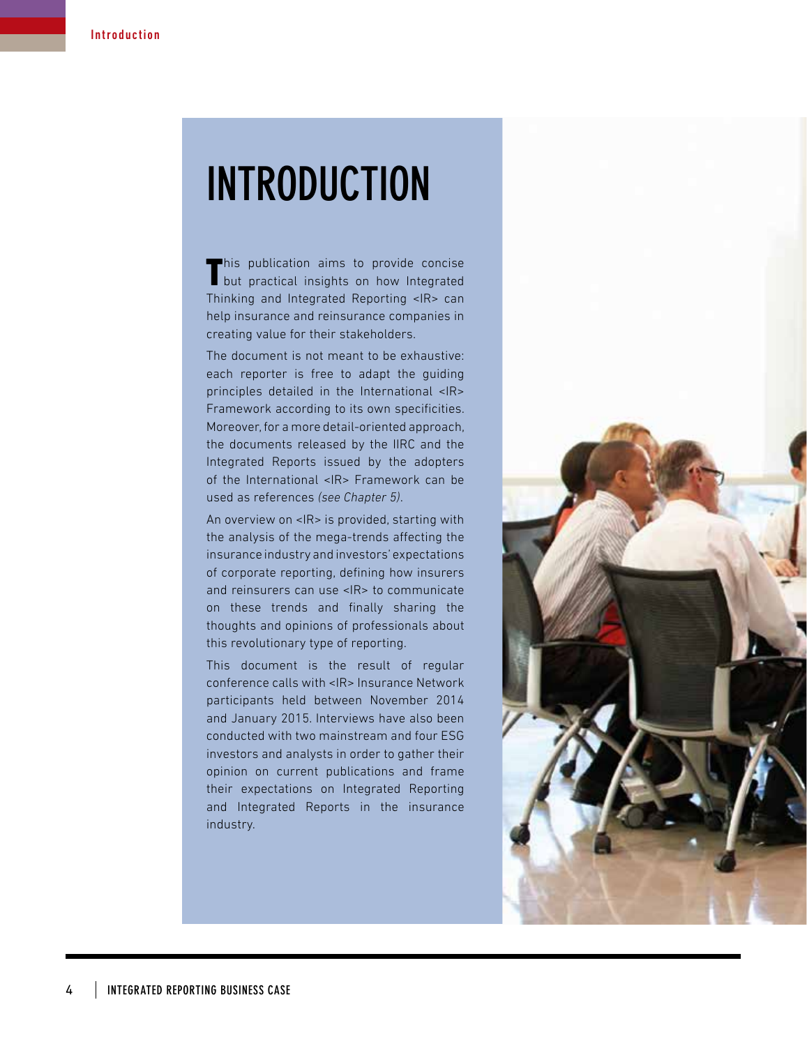# INTRODUCTION

This publication aims to provide concise but practical insights on how Integrated Thinking and Integrated Reporting <IR> can help insurance and reinsurance companies in creating value for their stakeholders.

The document is not meant to be exhaustive: each reporter is free to adapt the guiding principles detailed in the International <IR> Framework according to its own specificities. Moreover, for a more detail-oriented approach, the documents released by the IIRC and the Integrated Reports issued by the adopters of the International <IR> Framework can be used as references *(see Chapter 5)*.

An overview on <IR> is provided, starting with the analysis of the mega-trends affecting the insurance industry and investors' expectations of corporate reporting, defining how insurers and reinsurers can use <IR> to communicate on these trends and finally sharing the thoughts and opinions of professionals about this revolutionary type of reporting.

This document is the result of regular conference calls with <IR> Insurance Network participants held between November 2014 and January 2015. Interviews have also been conducted with two mainstream and four ESG investors and analysts in order to gather their opinion on current publications and frame their expectations on Integrated Reporting and Integrated Reports in the insurance industry.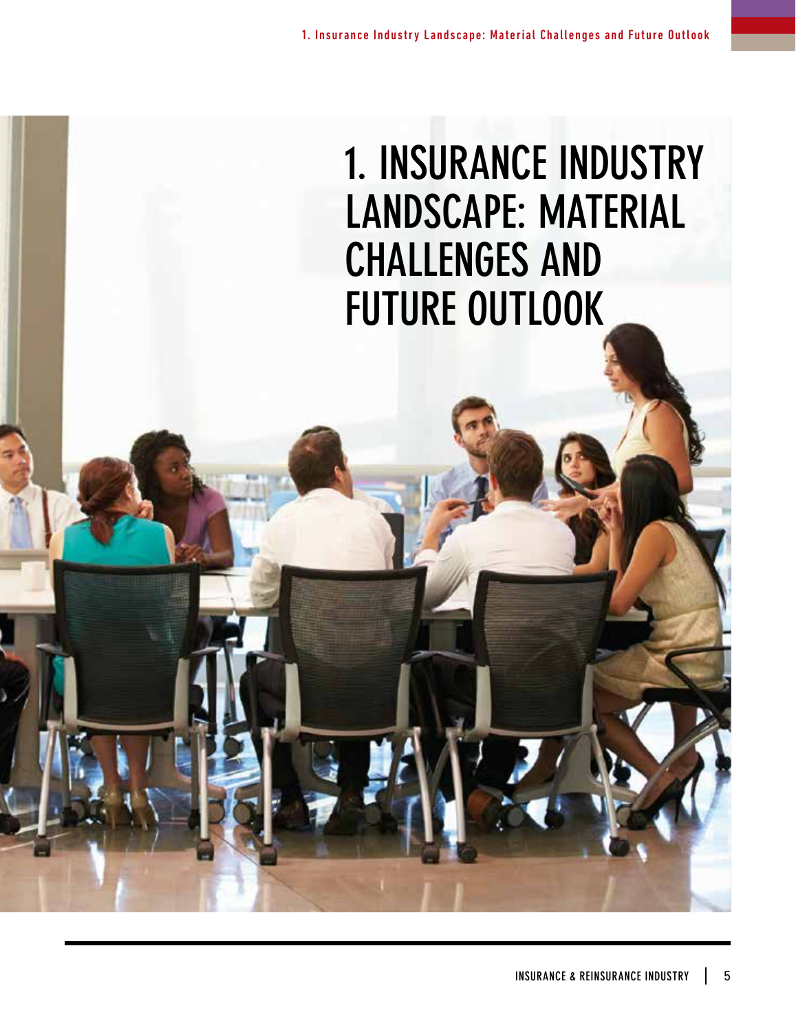# 1. INSURANCE INDUSTRY LANDSCAPE: MATERIAL CHALLENGES AND FUTURE OUTLOOK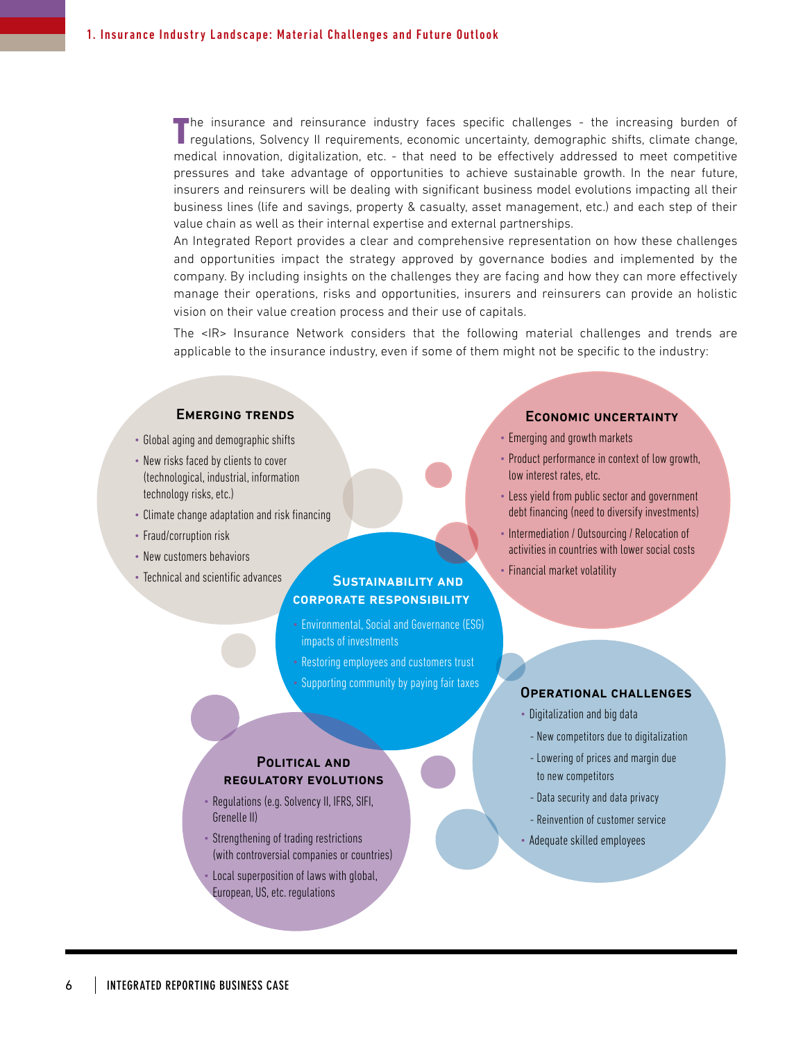The insurance and reinsurance industry faces specific challenges - the increasing burden of regulations, Solvency II requirements, economic uncertainty, demographic shifts, climate change, medical innovation, digitalization, etc. - that need to be effectively addressed to meet competitive pressures and take advantage of opportunities to achieve sustainable growth. In the near future, insurers and reinsurers will be dealing with significant business model evolutions impacting all their business lines (life and savings, property & casualty, asset management, etc.) and each step of their value chain as well as their internal expertise and external partnerships.

An Integrated Report provides a clear and comprehensive representation on how these challenges and opportunities impact the strategy approved by governance bodies and implemented by the company. By including insights on the challenges they are facing and how they can more effectively manage their operations, risks and opportunities, insurers and reinsurers can provide an holistic vision on their value creation process and their use of capitals.

The <IR> Insurance Network considers that the following material challenges and trends are applicable to the insurance industry, even if some of them might not be specific to the industry:

### Emerging trends

- Global aging and demographic shifts
- New risks faced by clients to cover (technological, industrial, information technology risks, etc.)
- Climate change adaptation and risk financing
- Fraud/corruption risk
- New customers behaviors
- Technical and scientific advances

### Economic uncertainty

- Emerging and growth markets
- Product performance in context of low growth, low interest rates, etc.
- Less yield from public sector and government debt financing (need to diversify investments)
- Intermediation / Outsourcing / Relocation of activities in countries with lower social costs
- Financial market volatility

### Sustainability and corporate responsibility

- Environmental, Social and Governance (ESG) impacts of investments
- Restoring employees and customers trust
- Supporting community by paying fair taxes

### Operational challenges

- Digitalization and big data
  - New competitors due to digitalization
  - Lowering of prices and margin due to new competitors
  - Data security and data privacy
  - Reinvention of customer service
- Adequate skilled employees

### Political and regulatory evolutions

- Regulations (e.g. Solvency II, IFRS, SIFI, Grenelle II)
- Strengthening of trading restrictions (with controversial companies or countries)
- Local superposition of laws with global, European, US, etc. regulations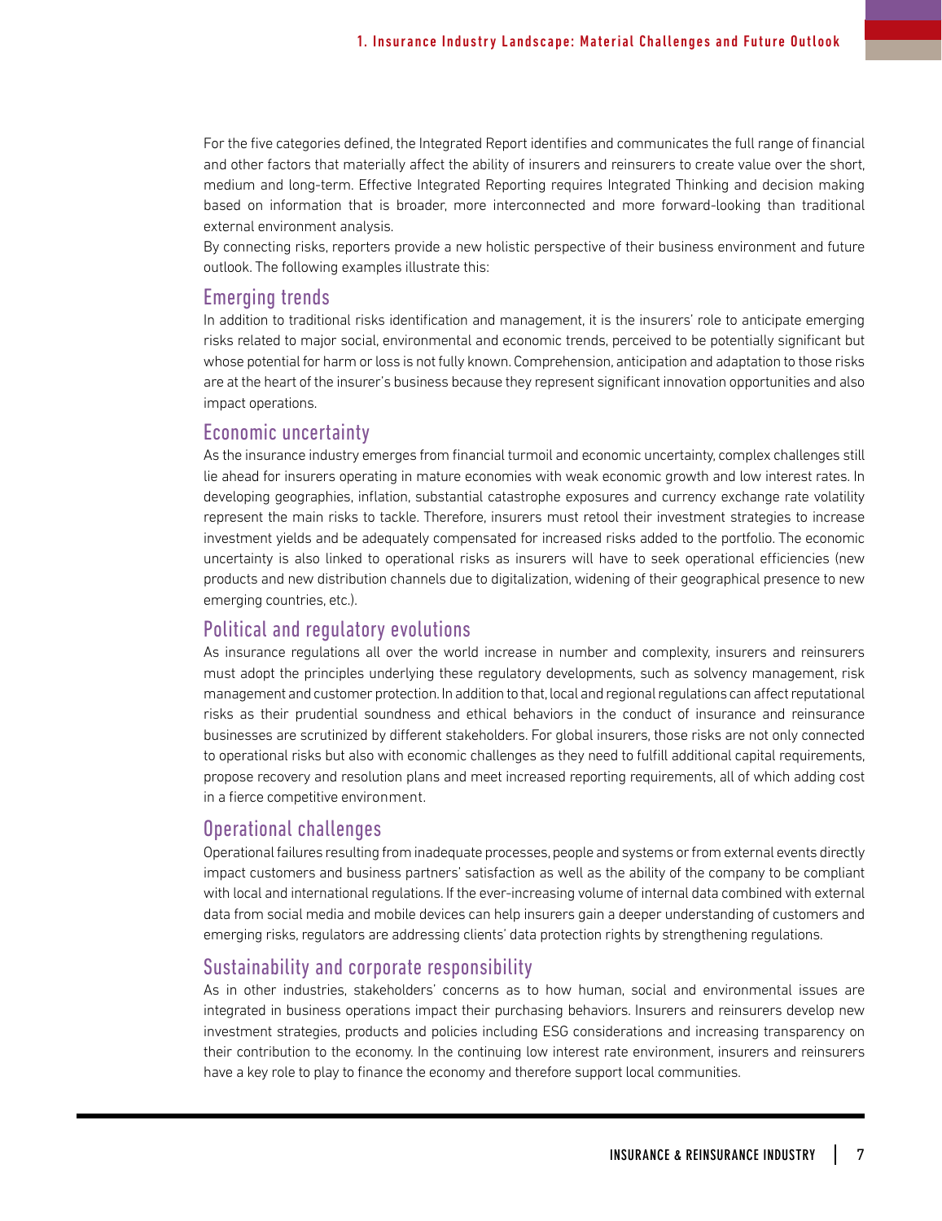For the five categories defined, the Integrated Report identifies and communicates the full range of financial and other factors that materially affect the ability of insurers and reinsurers to create value over the short, medium and long-term. Effective Integrated Reporting requires Integrated Thinking and decision making based on information that is broader, more interconnected and more forward-looking than traditional external environment analysis.

By connecting risks, reporters provide a new holistic perspective of their business environment and future outlook. The following examples illustrate this:

## Emerging trends

In addition to traditional risks identification and management, it is the insurers' role to anticipate emerging risks related to major social, environmental and economic trends, perceived to be potentially significant but whose potential for harm or loss is not fully known. Comprehension, anticipation and adaptation to those risks are at the heart of the insurer's business because they represent significant innovation opportunities and also impact operations.

## Economic uncertainty

As the insurance industry emerges from financial turmoil and economic uncertainty, complex challenges still lie ahead for insurers operating in mature economies with weak economic growth and low interest rates. In developing geographies, inflation, substantial catastrophe exposures and currency exchange rate volatility represent the main risks to tackle. Therefore, insurers must retool their investment strategies to increase investment yields and be adequately compensated for increased risks added to the portfolio. The economic uncertainty is also linked to operational risks as insurers will have to seek operational efficiencies (new products and new distribution channels due to digitalization, widening of their geographical presence to new emerging countries, etc.).

## Political and regulatory evolutions

As insurance regulations all over the world increase in number and complexity, insurers and reinsurers must adopt the principles underlying these regulatory developments, such as solvency management, risk management and customer protection. In addition to that, local and regional regulations can affect reputational risks as their prudential soundness and ethical behaviors in the conduct of insurance and reinsurance businesses are scrutinized by different stakeholders. For global insurers, those risks are not only connected to operational risks but also with economic challenges as they need to fulfill additional capital requirements, propose recovery and resolution plans and meet increased reporting requirements, all of which adding cost in a fierce competitive environment.

## Operational challenges

Operational failures resulting from inadequate processes, people and systems or from external events directly impact customers and business partners' satisfaction as well as the ability of the company to be compliant with local and international regulations. If the ever-increasing volume of internal data combined with external data from social media and mobile devices can help insurers gain a deeper understanding of customers and emerging risks, regulators are addressing clients' data protection rights by strengthening regulations.

## Sustainability and corporate responsibility

As in other industries, stakeholders' concerns as to how human, social and environmental issues are integrated in business operations impact their purchasing behaviors. Insurers and reinsurers develop new investment strategies, products and policies including ESG considerations and increasing transparency on their contribution to the economy. In the continuing low interest rate environment, insurers and reinsurers have a key role to play to finance the economy and therefore support local communities.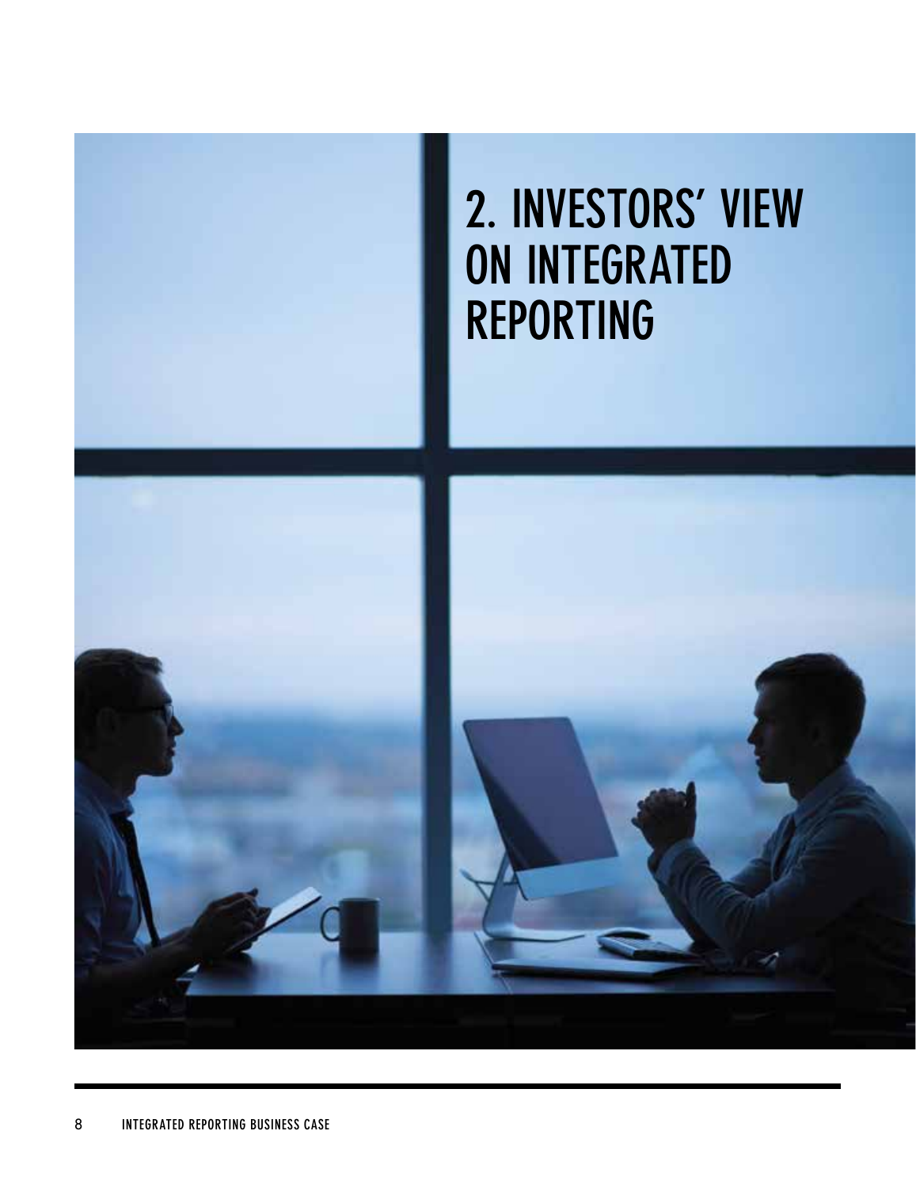# 2. INVESTORS' VIEW ON INTEGRATED REPORTING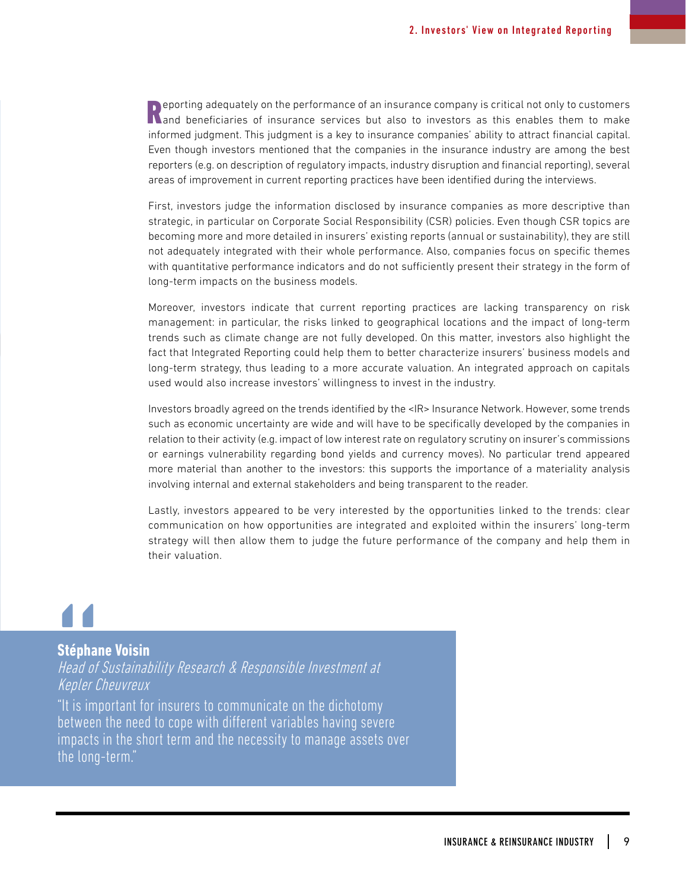Reporting adequately on the performance of an insurance company is critical not only to customers and beneficiaries of insurance services but also to investors as this enables them to make informed judgment. This judgment is a key to insurance companies' ability to attract financial capital. Even though investors mentioned that the companies in the insurance industry are among the best reporters (e.g. on description of regulatory impacts, industry disruption and financial reporting), several areas of improvement in current reporting practices have been identified during the interviews.

First, investors judge the information disclosed by insurance companies as more descriptive than strategic, in particular on Corporate Social Responsibility (CSR) policies. Even though CSR topics are becoming more and more detailed in insurers' existing reports (annual or sustainability), they are still not adequately integrated with their whole performance. Also, companies focus on specific themes with quantitative performance indicators and do not sufficiently present their strategy in the form of long-term impacts on the business models.

Moreover, investors indicate that current reporting practices are lacking transparency on risk management: in particular, the risks linked to geographical locations and the impact of long-term trends such as climate change are not fully developed. On this matter, investors also highlight the fact that Integrated Reporting could help them to better characterize insurers' business models and long-term strategy, thus leading to a more accurate valuation. An integrated approach on capitals used would also increase investors' willingness to invest in the industry.

Investors broadly agreed on the trends identified by the <IR> Insurance Network. However, some trends such as economic uncertainty are wide and will have to be specifically developed by the companies in relation to their activity (e.g. impact of low interest rate on regulatory scrutiny on insurer's commissions or earnings vulnerability regarding bond yields and currency moves). No particular trend appeared more material than another to the investors: this supports the importance of a materiality analysis involving internal and external stakeholders and being transparent to the reader.

Lastly, investors appeared to be very interested by the opportunities linked to the trends: clear communication on how opportunities are integrated and exploited within the insurers' long-term strategy will then allow them to judge the future performance of the company and help them in their valuation.

**Stéphane Voisin**
*Head of Sustainability Research & Responsible Investment at Kepler Cheuvreux*

"It is important for insurers to communicate on the dichotomy between the need to cope with different variables having severe impacts in the short term and the necessity to manage assets over the long-term."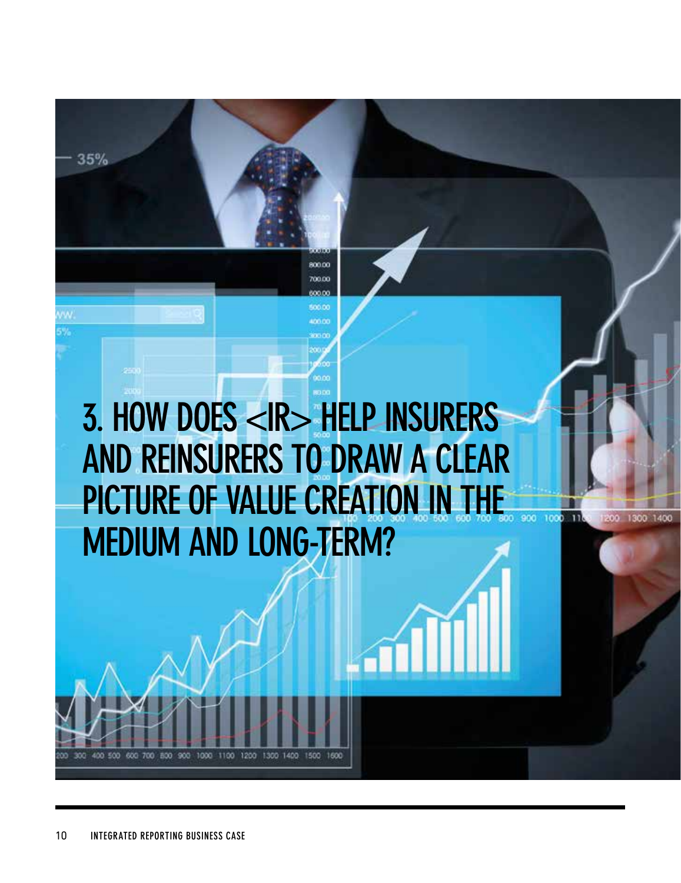# 3. HOW DOES <IR> HELP INSURERS AND REINSURERS TO DRAW A CLEAR PICTURE OF VALUE CREATION IN THE MEDIUM AND LONG-TERM?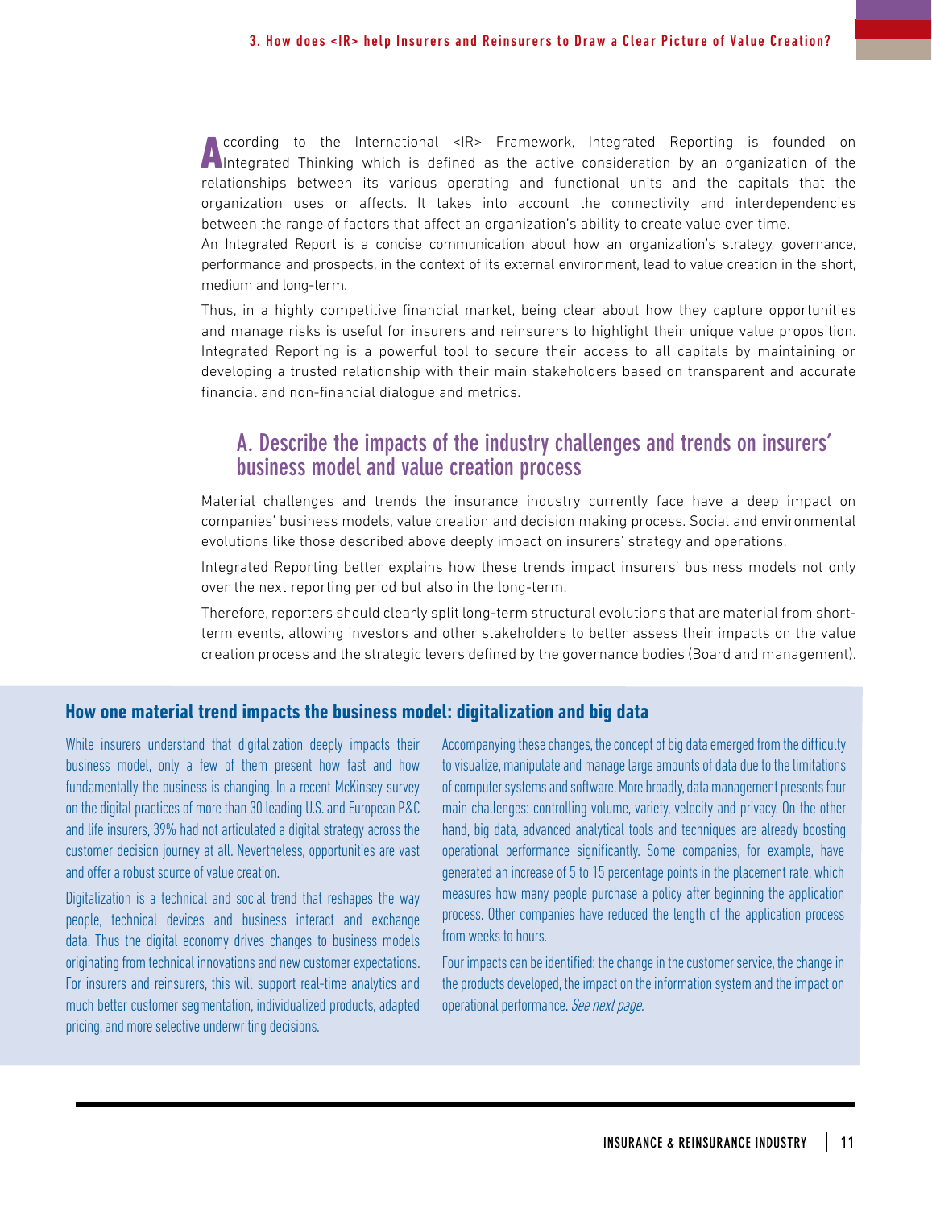According to the International <IR> Framework, Integrated Reporting is founded on Integrated Thinking which is defined as the active consideration by an organization of the relationships between its various operating and functional units and the capitals that the organization uses or affects. It takes into account the connectivity and interdependencies between the range of factors that affect an organization's ability to create value over time.

An Integrated Report is a concise communication about how an organization's strategy, governance, performance and prospects, in the context of its external environment, lead to value creation in the short, medium and long-term.

Thus, in a highly competitive financial market, being clear about how they capture opportunities and manage risks is useful for insurers and reinsurers to highlight their unique value proposition. Integrated Reporting is a powerful tool to secure their access to all capitals by maintaining or developing a trusted relationship with their main stakeholders based on transparent and accurate financial and non-financial dialogue and metrics.

## A. Describe the impacts of the industry challenges and trends on insurers' business model and value creation process

Material challenges and trends the insurance industry currently face have a deep impact on companies' business models, value creation and decision making process. Social and environmental evolutions like those described above deeply impact on insurers' strategy and operations.

Integrated Reporting better explains how these trends impact insurers' business models not only over the next reporting period but also in the long-term.

Therefore, reporters should clearly split long-term structural evolutions that are material from short-term events, allowing investors and other stakeholders to better assess their impacts on the value creation process and the strategic levers defined by the governance bodies (Board and management).

### How one material trend impacts the business model: digitalization and big data

While insurers understand that digitalization deeply impacts their business model, only a few of them present how fast and how fundamentally the business is changing. In a recent McKinsey survey on the digital practices of more than 30 leading U.S. and European P&C and life insurers, 39% had not articulated a digital strategy across the customer decision journey at all. Nevertheless, opportunities are vast and offer a robust source of value creation.

Digitalization is a technical and social trend that reshapes the way people, technical devices and business interact and exchange data. Thus the digital economy drives changes to business models originating from technical innovations and new customer expectations. For insurers and reinsurers, this will support real-time analytics and much better customer segmentation, individualized products, adapted pricing, and more selective underwriting decisions.

Accompanying these changes, the concept of big data emerged from the difficulty to visualize, manipulate and manage large amounts of data due to the limitations of computer systems and software. More broadly, data management presents four main challenges: controlling volume, variety, velocity and privacy. On the other hand, big data, advanced analytical tools and techniques are already boosting operational performance significantly. Some companies, for example, have generated an increase of 5 to 15 percentage points in the placement rate, which measures how many people purchase a policy after beginning the application process. Other companies have reduced the length of the application process from weeks to hours.

Four impacts can be identified: the change in the customer service, the change in the products developed, the impact on the information system and the impact on operational performance. *See next page.*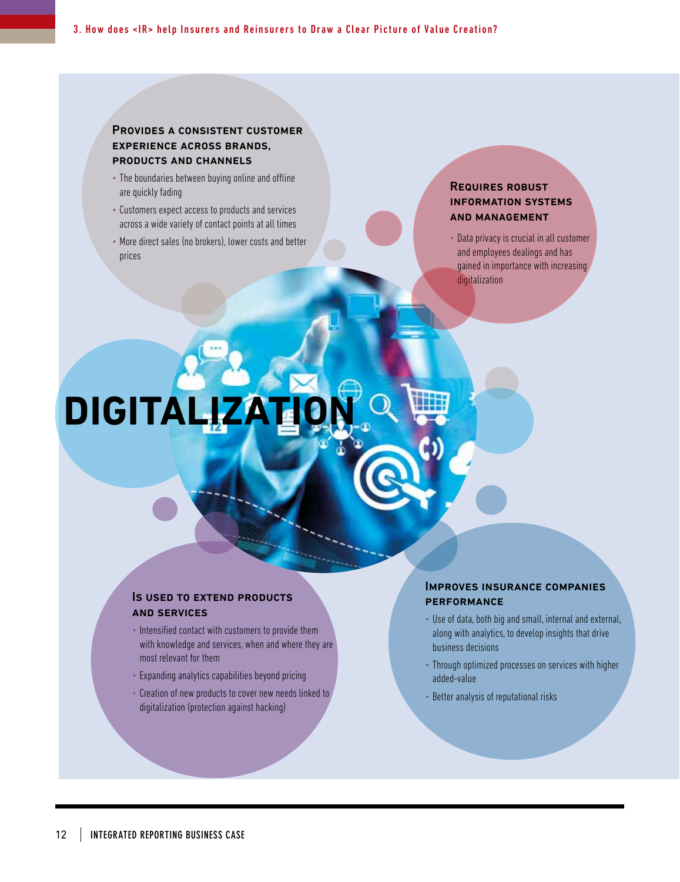# DIGITALIZATION

### Provides a consistent customer experience across brands, products and channels

- The boundaries between buying online and offline are quickly fading
- Customers expect access to products and services across a wide variety of contact points at all times
- More direct sales (no brokers), lower costs and better prices

### Requires robust information systems and management

- Data privacy is crucial in all customer and employees dealings and has gained in importance with increasing digitalization

### Is used to extend products and services

- Intensified contact with customers to provide them with knowledge and services, when and where they are most relevant for them
- Expanding analytics capabilities beyond pricing
- Creation of new products to cover new needs linked to digitalization (protection against hacking)

### Improves insurance companies performance

- Use of data, both big and small, internal and external, along with analytics, to develop insights that drive business decisions
- Through optimized processes on services with higher added-value
- Better analysis of reputational risks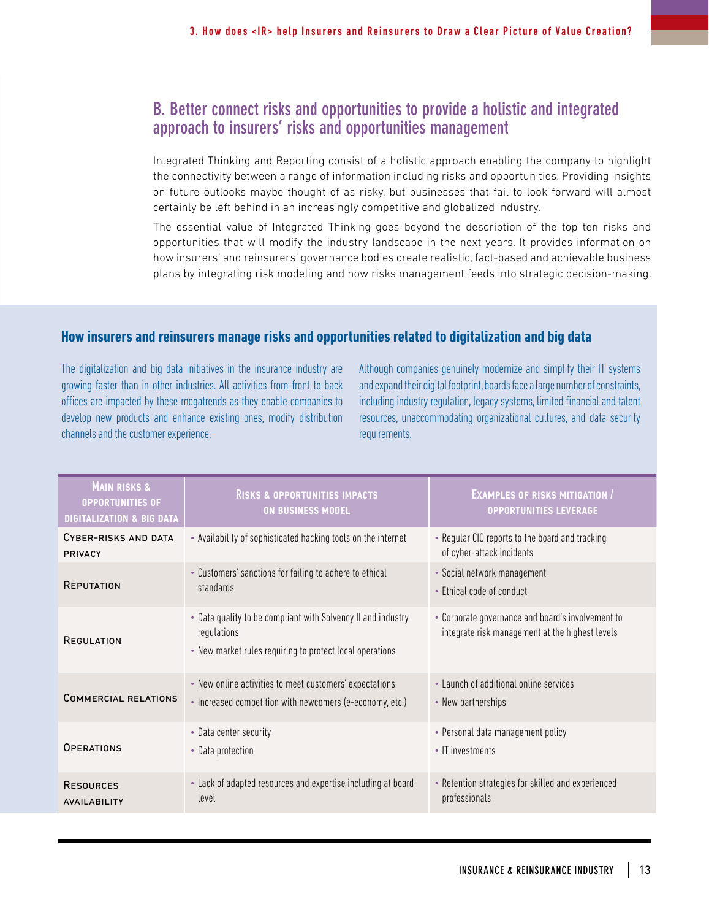## B. Better connect risks and opportunities to provide a holistic and integrated approach to insurers' risks and opportunities management

Integrated Thinking and Reporting consist of a holistic approach enabling the company to highlight the connectivity between a range of information including risks and opportunities. Providing insights on future outlooks maybe thought of as risky, but businesses that fail to look forward will almost certainly be left behind in an increasingly competitive and globalized industry.

The essential value of Integrated Thinking goes beyond the description of the top ten risks and opportunities that will modify the industry landscape in the next years. It provides information on how insurers' and reinsurers' governance bodies create realistic, fact-based and achievable business plans by integrating risk modeling and how risks management feeds into strategic decision-making.

### How insurers and reinsurers manage risks and opportunities related to digitalization and big data

The digitalization and big data initiatives in the insurance industry are growing faster than in other industries. All activities from front to back offices are impacted by these megatrends as they enable companies to develop new products and enhance existing ones, modify distribution channels and the customer experience.

Although companies genuinely modernize and simplify their IT systems and expand their digital footprint, boards face a large number of constraints, including industry regulation, legacy systems, limited financial and talent resources, unaccommodating organizational cultures, and data security requirements.

| Main risks & opportunities of digitalization & big data | Risks & opportunities impacts on business model | Examples of risks mitigation / opportunities leverage |
|---|---|---|
| Cyber-risks and data privacy | • Availability of sophisticated hacking tools on the internet | • Regular CIO reports to the board and tracking of cyber-attack incidents |
| Reputation | • Customers' sanctions for failing to adhere to ethical standards | • Social network management<br>• Ethical code of conduct |
| Regulation | • Data quality to be compliant with Solvency II and industry regulations<br>• New market rules requiring to protect local operations | • Corporate governance and board's involvement to integrate risk management at the highest levels |
| Commercial relations | • New online activities to meet customers' expectations<br>• Increased competition with newcomers (e-economy, etc.) | • Launch of additional online services<br>• New partnerships |
| Operations | • Data center security<br>• Data protection | • Personal data management policy<br>• IT investments |
| Resources availability | • Lack of adapted resources and expertise including at board level | • Retention strategies for skilled and experienced professionals |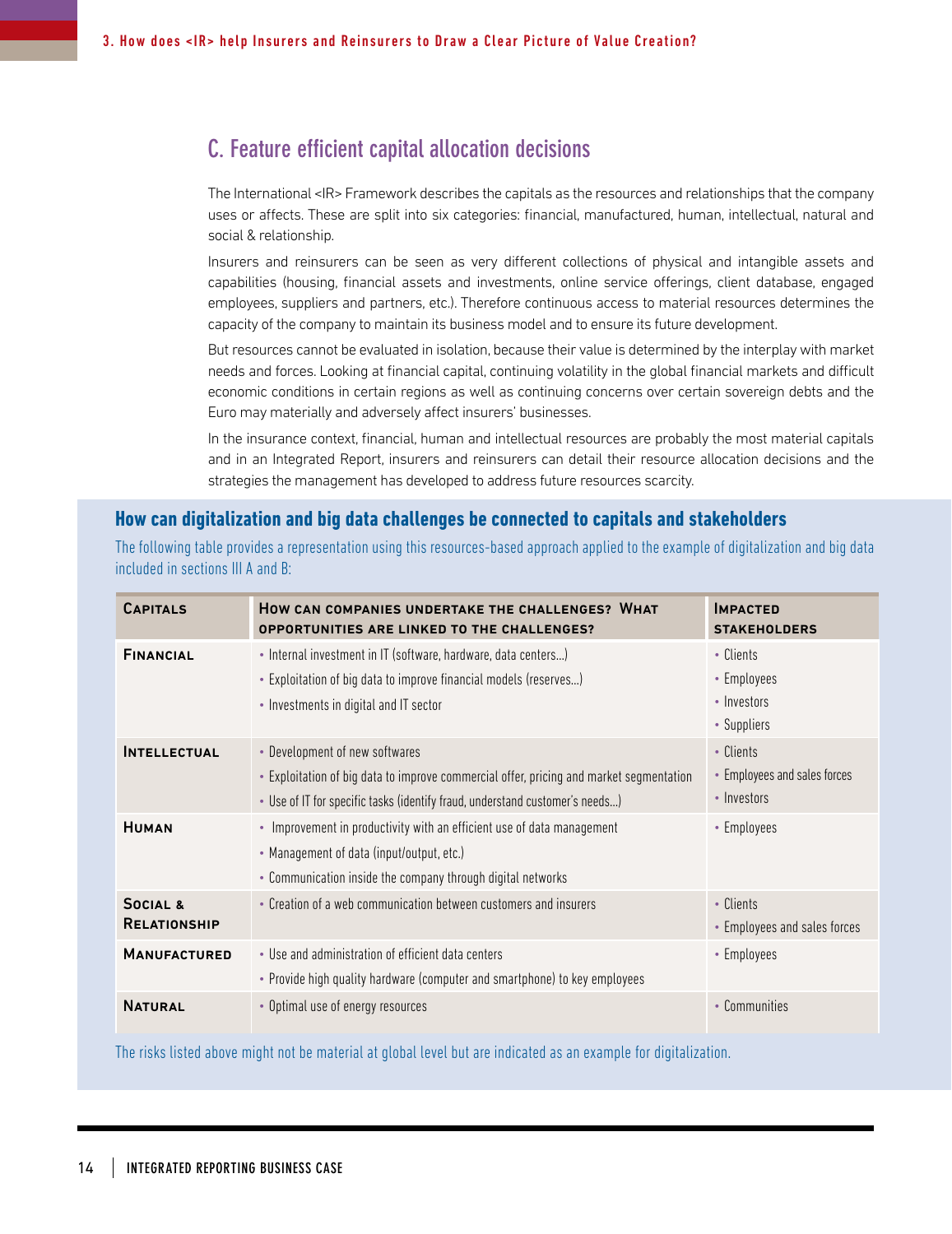## C. Feature efficient capital allocation decisions

The International <IR> Framework describes the capitals as the resources and relationships that the company uses or affects. These are split into six categories: financial, manufactured, human, intellectual, natural and social & relationship.

Insurers and reinsurers can be seen as very different collections of physical and intangible assets and capabilities (housing, financial assets and investments, online service offerings, client database, engaged employees, suppliers and partners, etc.). Therefore continuous access to material resources determines the capacity of the company to maintain its business model and to ensure its future development.

But resources cannot be evaluated in isolation, because their value is determined by the interplay with market needs and forces. Looking at financial capital, continuing volatility in the global financial markets and difficult economic conditions in certain regions as well as continuing concerns over certain sovereign debts and the Euro may materially and adversely affect insurers' businesses.

In the insurance context, financial, human and intellectual resources are probably the most material capitals and in an Integrated Report, insurers and reinsurers can detail their resource allocation decisions and the strategies the management has developed to address future resources scarcity.

### How can digitalization and big data challenges be connected to capitals and stakeholders

The following table provides a representation using this resources-based approach applied to the example of digitalization and big data included in sections III A and B:

| Capitals | How can companies undertake the challenges? What opportunities are linked to the challenges? | Impacted stakeholders |
|---|---|---|
| Financial | • Internal investment in IT (software, hardware, data centers...)<br>• Exploitation of big data to improve financial models (reserves...)<br>• Investments in digital and IT sector | • Clients<br>• Employees<br>• Investors<br>• Suppliers |
| Intellectual | • Development of new softwares<br>• Exploitation of big data to improve commercial offer, pricing and market segmentation<br>• Use of IT for specific tasks (identify fraud, understand customer's needs...) | • Clients<br>• Employees and sales forces<br>• Investors |
| Human | • Improvement in productivity with an efficient use of data management<br>• Management of data (input/output, etc.)<br>• Communication inside the company through digital networks | • Employees |
| Social & Relationship | • Creation of a web communication between customers and insurers | • Clients<br>• Employees and sales forces |
| Manufactured | • Use and administration of efficient data centers<br>• Provide high quality hardware (computer and smartphone) to key employees | • Employees |
| Natural | • Optimal use of energy resources | • Communities |

The risks listed above might not be material at global level but are indicated as an example for digitalization.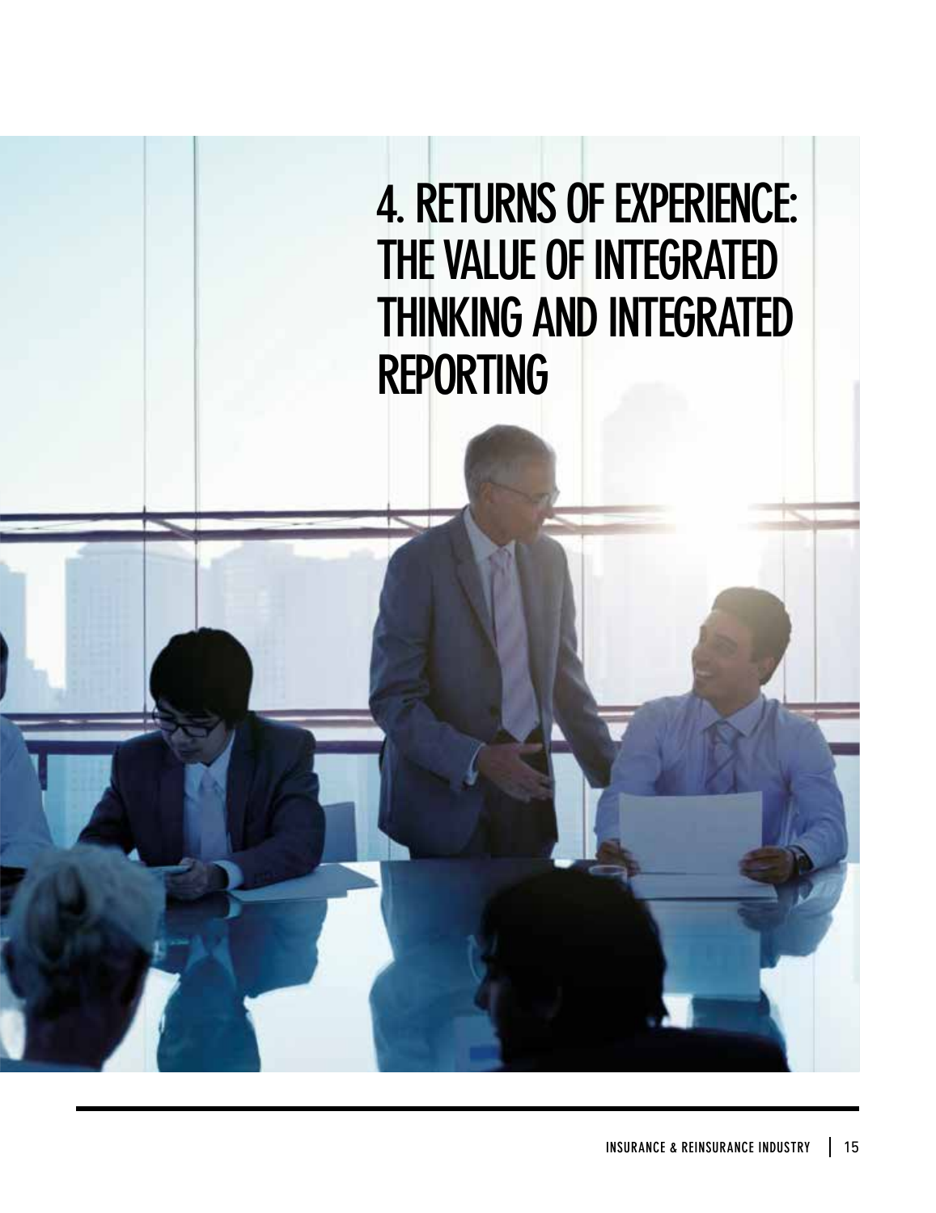# 4. RETURNS OF EXPERIENCE: THE VALUE OF INTEGRATED THINKING AND INTEGRATED REPORTING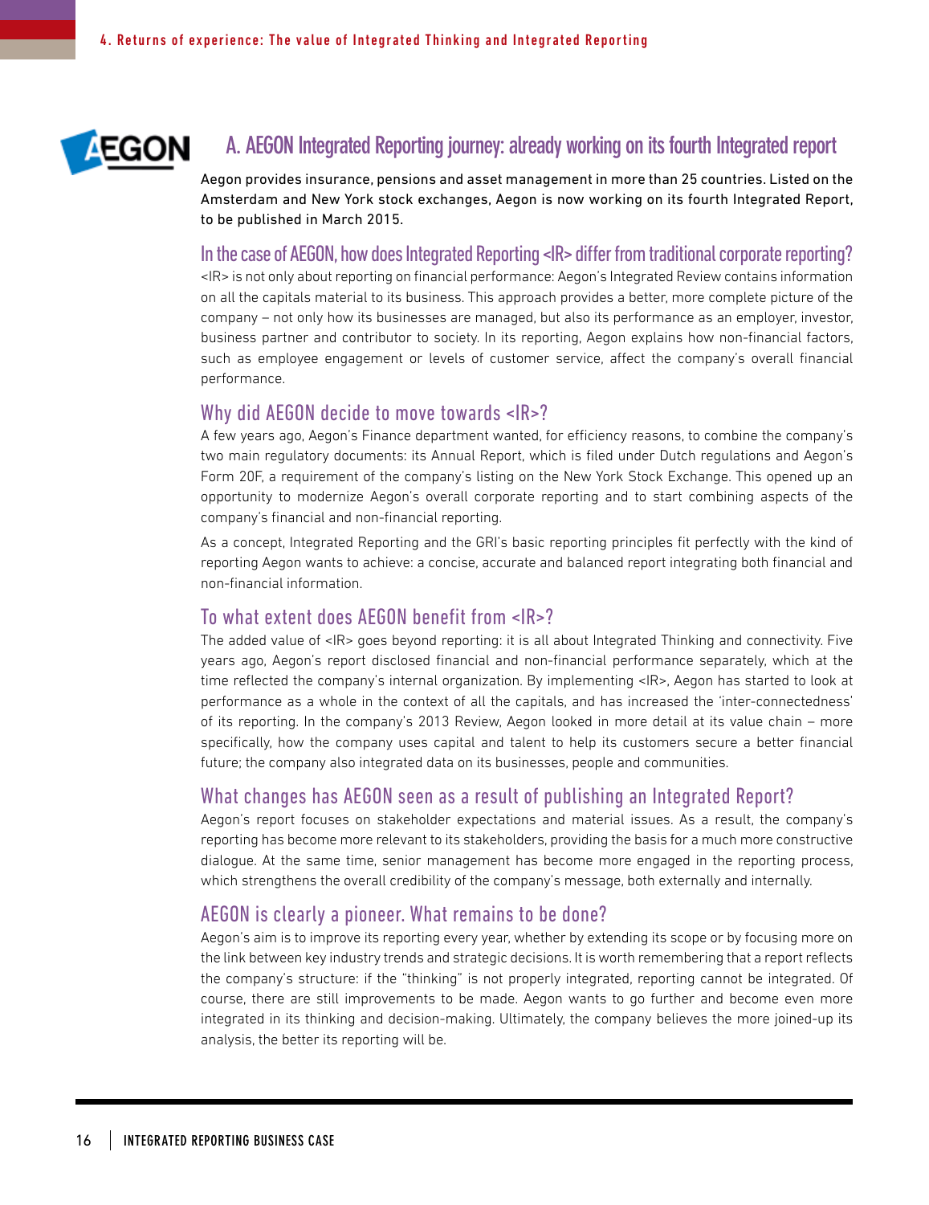## A. AEGON Integrated Reporting journey: already working on its fourth Integrated report

Aegon provides insurance, pensions and asset management in more than 25 countries. Listed on the Amsterdam and New York stock exchanges, Aegon is now working on its fourth Integrated Report, to be published in March 2015.

### In the case of AEGON, how does Integrated Reporting <IR> differ from traditional corporate reporting?

<IR> is not only about reporting on financial performance: Aegon's Integrated Review contains information on all the capitals material to its business. This approach provides a better, more complete picture of the company – not only how its businesses are managed, but also its performance as an employer, investor, business partner and contributor to society. In its reporting, Aegon explains how non-financial factors, such as employee engagement or levels of customer service, affect the company's overall financial performance.

### Why did AEGON decide to move towards <IR>?

A few years ago, Aegon's Finance department wanted, for efficiency reasons, to combine the company's two main regulatory documents: its Annual Report, which is filed under Dutch regulations and Aegon's Form 20F, a requirement of the company's listing on the New York Stock Exchange. This opened up an opportunity to modernize Aegon's overall corporate reporting and to start combining aspects of the company's financial and non-financial reporting.

As a concept, Integrated Reporting and the GRI's basic reporting principles fit perfectly with the kind of reporting Aegon wants to achieve: a concise, accurate and balanced report integrating both financial and non-financial information.

### To what extent does AEGON benefit from <IR>?

The added value of <IR> goes beyond reporting: it is all about Integrated Thinking and connectivity. Five years ago, Aegon's report disclosed financial and non-financial performance separately, which at the time reflected the company's internal organization. By implementing <IR>, Aegon has started to look at performance as a whole in the context of all the capitals, and has increased the 'inter-connectedness' of its reporting. In the company's 2013 Review, Aegon looked in more detail at its value chain – more specifically, how the company uses capital and talent to help its customers secure a better financial future; the company also integrated data on its businesses, people and communities.

### What changes has AEGON seen as a result of publishing an Integrated Report?

Aegon's report focuses on stakeholder expectations and material issues. As a result, the company's reporting has become more relevant to its stakeholders, providing the basis for a much more constructive dialogue. At the same time, senior management has become more engaged in the reporting process, which strengthens the overall credibility of the company's message, both externally and internally.

### AEGON is clearly a pioneer. What remains to be done?

Aegon's aim is to improve its reporting every year, whether by extending its scope or by focusing more on the link between key industry trends and strategic decisions. It is worth remembering that a report reflects the company's structure: if the "thinking" is not properly integrated, reporting cannot be integrated. Of course, there are still improvements to be made. Aegon wants to go further and become even more integrated in its thinking and decision-making. Ultimately, the company believes the more joined-up its analysis, the better its reporting will be.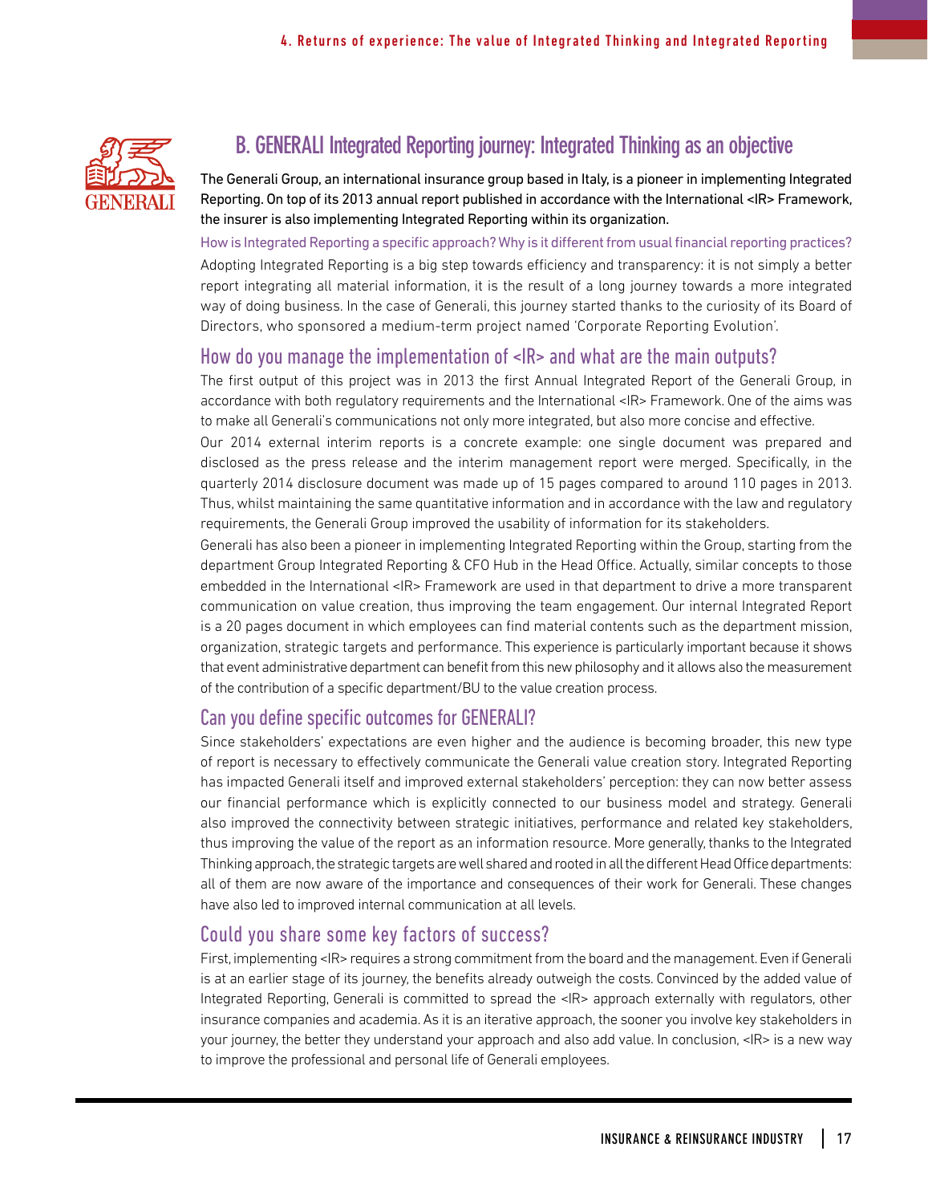## B. GENERALI Integrated Reporting journey: Integrated Thinking as an objective

The Generali Group, an international insurance group based in Italy, is a pioneer in implementing Integrated Reporting. On top of its 2013 annual report published in accordance with the International <IR> Framework, the insurer is also implementing Integrated Reporting within its organization.

How is Integrated Reporting a specific approach? Why is it different from usual financial reporting practices?

Adopting Integrated Reporting is a big step towards efficiency and transparency: it is not simply a better report integrating all material information, it is the result of a long journey towards a more integrated way of doing business. In the case of Generali, this journey started thanks to the curiosity of its Board of Directors, who sponsored a medium-term project named 'Corporate Reporting Evolution'.

### How do you manage the implementation of <IR> and what are the main outputs?

The first output of this project was in 2013 the first Annual Integrated Report of the Generali Group, in accordance with both regulatory requirements and the International <IR> Framework. One of the aims was to make all Generali's communications not only more integrated, but also more concise and effective.

Our 2014 external interim reports is a concrete example: one single document was prepared and disclosed as the press release and the interim management report were merged. Specifically, in the quarterly 2014 disclosure document was made up of 15 pages compared to around 110 pages in 2013. Thus, whilst maintaining the same quantitative information and in accordance with the law and regulatory requirements, the Generali Group improved the usability of information for its stakeholders.

Generali has also been a pioneer in implementing Integrated Reporting within the Group, starting from the department Group Integrated Reporting & CFO Hub in the Head Office. Actually, similar concepts to those embedded in the International <IR> Framework are used in that department to drive a more transparent communication on value creation, thus improving the team engagement. Our internal Integrated Report is a 20 pages document in which employees can find material contents such as the department mission, organization, strategic targets and performance. This experience is particularly important because it shows that event administrative department can benefit from this new philosophy and it allows also the measurement of the contribution of a specific department/BU to the value creation process.

### Can you define specific outcomes for GENERALI?

Since stakeholders' expectations are even higher and the audience is becoming broader, this new type of report is necessary to effectively communicate the Generali value creation story. Integrated Reporting has impacted Generali itself and improved external stakeholders' perception: they can now better assess our financial performance which is explicitly connected to our business model and strategy. Generali also improved the connectivity between strategic initiatives, performance and related key stakeholders, thus improving the value of the report as an information resource. More generally, thanks to the Integrated Thinking approach, the strategic targets are well shared and rooted in all the different Head Office departments: all of them are now aware of the importance and consequences of their work for Generali. These changes have also led to improved internal communication at all levels.

### Could you share some key factors of success?

First, implementing <IR> requires a strong commitment from the board and the management. Even if Generali is at an earlier stage of its journey, the benefits already outweigh the costs. Convinced by the added value of Integrated Reporting, Generali is committed to spread the <IR> approach externally with regulators, other insurance companies and academia. As it is an iterative approach, the sooner you involve key stakeholders in your journey, the better they understand your approach and also add value. In conclusion, <IR> is a new way to improve the professional and personal life of Generali employees.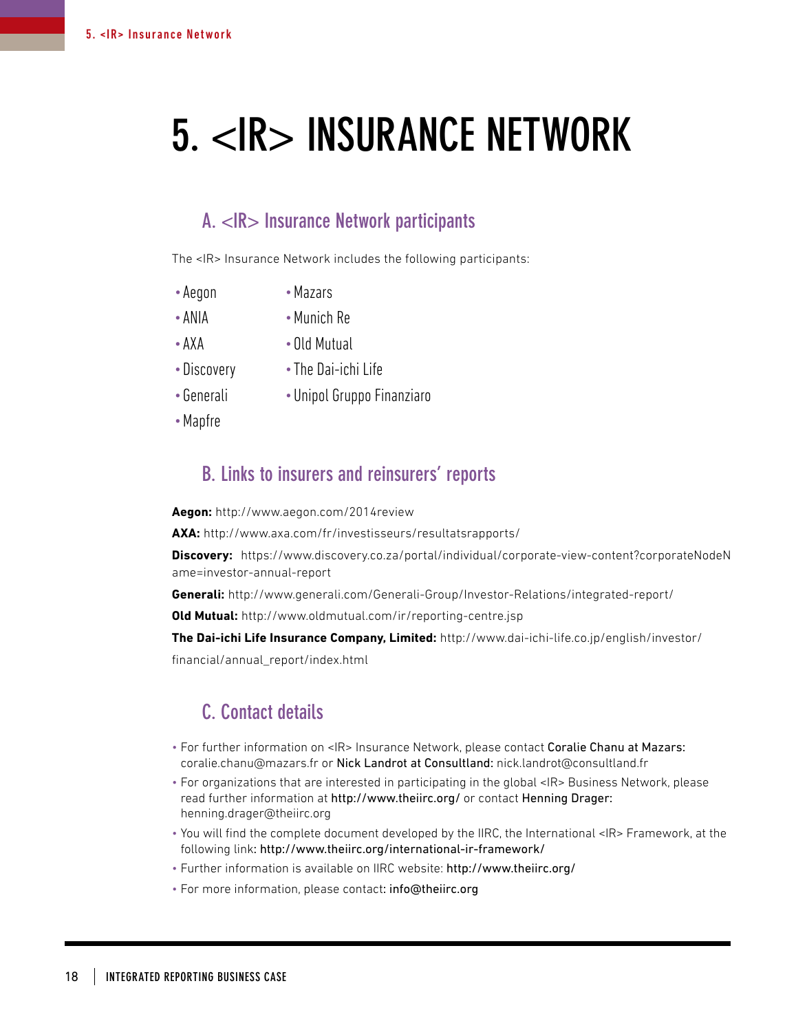# 5. <IR> INSURANCE NETWORK

## A. <IR> Insurance Network participants

The <IR> Insurance Network includes the following participants:

- Aegon
- ANIA
- AXA
- Discovery
- Generali
- Mapfre
- Mazars
- Munich Re
- Old Mutual
- The Dai-ichi Life
- Unipol Gruppo Finanziaro

## B. Links to insurers and reinsurers' reports

**Aegon:** http://www.aegon.com/2014review

**AXA:** http://www.axa.com/fr/investisseurs/resultatsrapports/

**Discovery:** https://www.discovery.co.za/portal/individual/corporate-view-content?corporateNodeName=investor-annual-report

**Generali:** http://www.generali.com/Generali-Group/Investor-Relations/integrated-report/

**Old Mutual:** http://www.oldmutual.com/ir/reporting-centre.jsp

**The Dai-ichi Life Insurance Company, Limited:** http://www.dai-ichi-life.co.jp/english/investor/financial/annual_report/index.html

## C. Contact details

- For further information on <IR> Insurance Network, please contact Coralie Chanu at Mazars: coralie.chanu@mazars.fr or Nick Landrot at Consultland: nick.landrot@consultland.fr
- For organizations that are interested in participating in the global <IR> Business Network, please read further information at http://www.theiirc.org/ or contact Henning Drager: henning.drager@theiirc.org
- You will find the complete document developed by the IIRC, the International <IR> Framework, at the following link: http://www.theiirc.org/international-ir-framework/
- Further information is available on IIRC website: http://www.theiirc.org/
- For more information, please contact: info@theiirc.org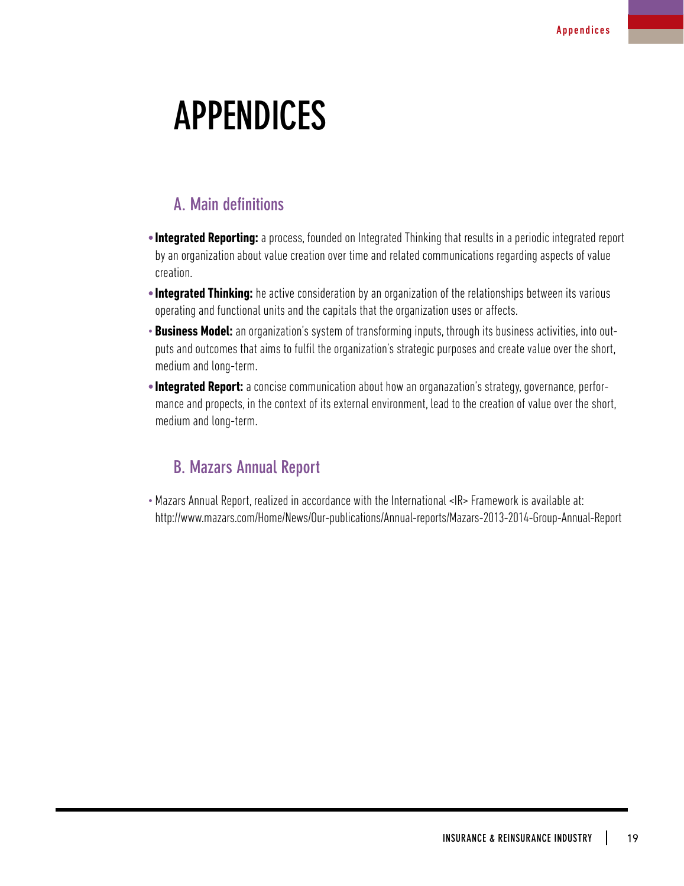# APPENDICES

## A. Main definitions

- **Integrated Reporting:** a process, founded on Integrated Thinking that results in a periodic integrated report by an organization about value creation over time and related communications regarding aspects of value creation.
- **Integrated Thinking:** he active consideration by an organization of the relationships between its various operating and functional units and the capitals that the organization uses or affects.
- **Business Model:** an organization's system of transforming inputs, through its business activities, into outputs and outcomes that aims to fulfil the organization's strategic purposes and create value over the short, medium and long-term.
- **Integrated Report:** a concise communication about how an organazation's strategy, governance, performance and propects, in the context of its external environment, lead to the creation of value over the short, medium and long-term.

## B. Mazars Annual Report

- Mazars Annual Report, realized in accordance with the International <IR> Framework is available at: http://www.mazars.com/Home/News/Our-publications/Annual-reports/Mazars-2013-2014-Group-Annual-Report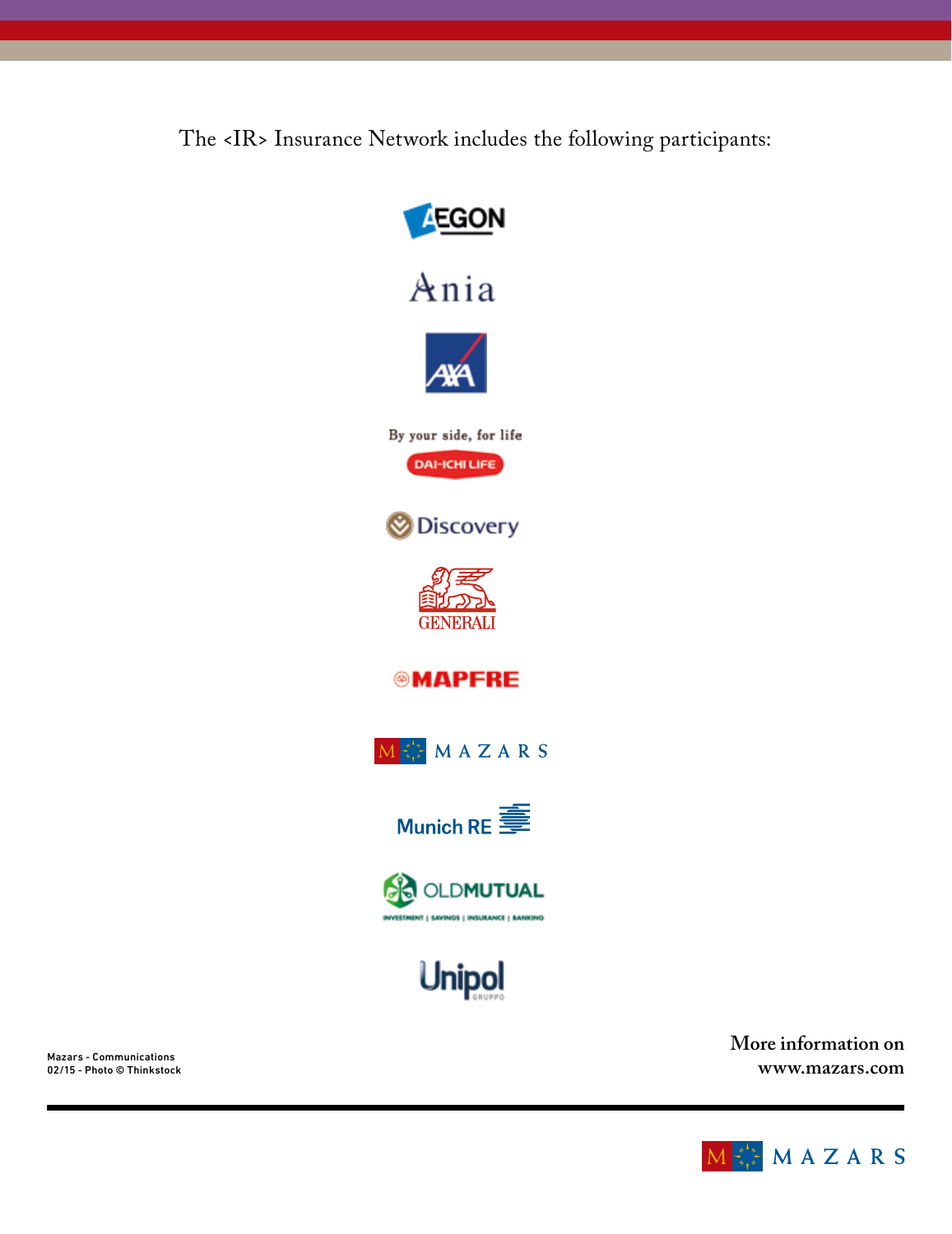The <IR> Insurance Network includes the following participants:

AEGON

Ania

AXA

By your side, for life
DAI-ICHI LIFE

Discovery

GENERALI

MAPFRE

MAZARS

Munich RE

OLDMUTUAL
INVESTMENT | SAVINGS | INSURANCE | BANKING

Unipol
GRUPPO

Mazars - Communications
02/15 - Photo © Thinkstock

**More information on**
**www.mazars.com**

MAZARS